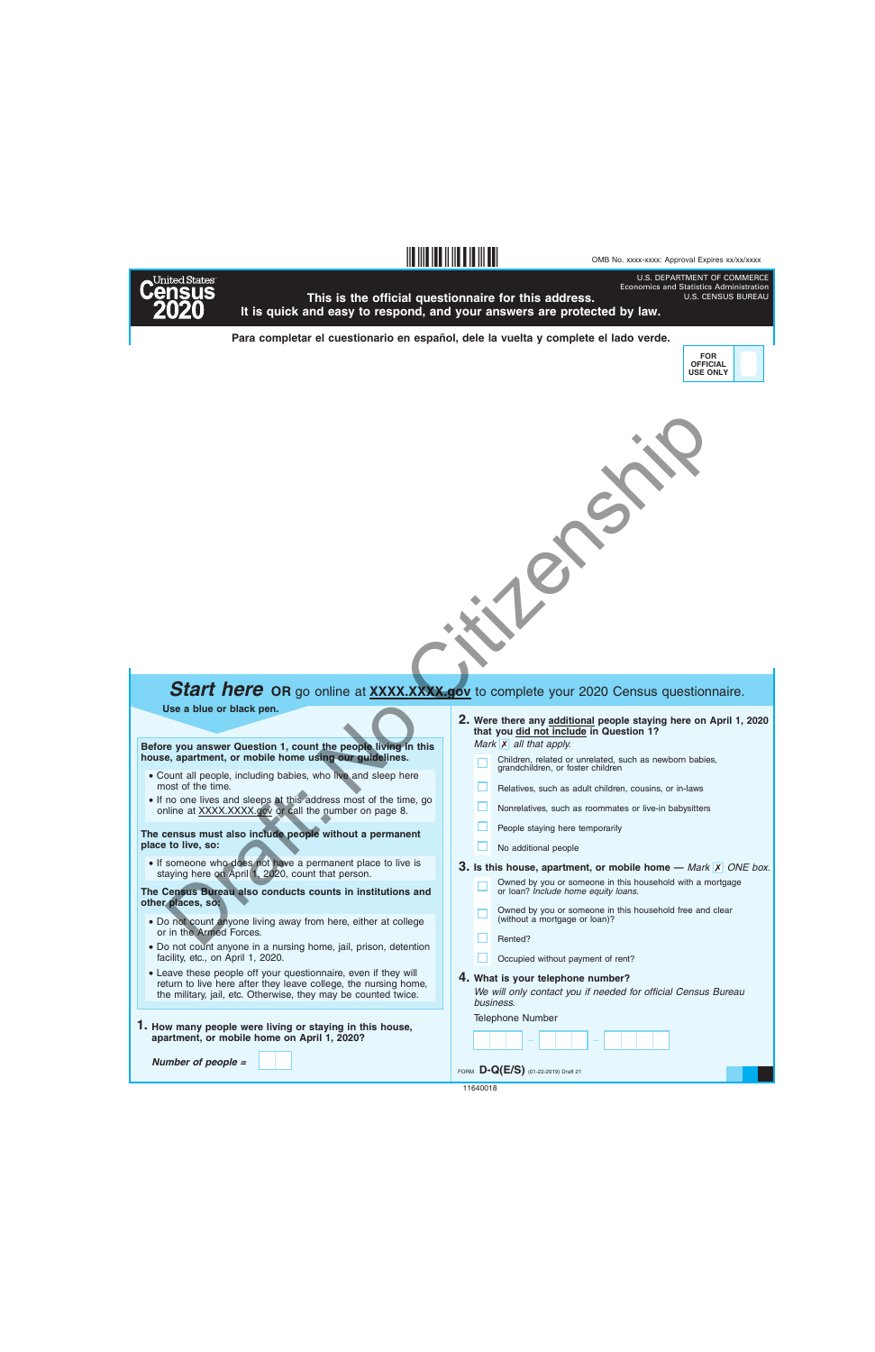OMB No. xxxx-xxxx: Approval Expires xx/xx/xxxx

United States Census 2020

U.S. DEPARTMENT OF COMMERCE
Economics and Statistics Administration
U.S. CENSUS BUREAU

**This is the official questionnaire for this address.**
**It is quick and easy to respond, and your answers are protected by law.**

**Para completar el cuestionario en español, dele la vuelta y complete el lado verde.**

FOR OFFICIAL USE ONLY

Draft: No Citizenship

## *Start here* OR go online at XXXX.XXXX.gov to complete your 2020 Census questionnaire.

**Use a blue or black pen.**

**Before you answer Question 1, count the people living in this house, apartment, or mobile home using our guidelines.**

- Count all people, including babies, who live and sleep here most of the time.
- If no one lives and sleeps at this address most of the time, go online at XXXX.XXXX.gov or call the number on page 8.

**The census must also include people without a permanent place to live, so:**

- If someone who does not have a permanent place to live is staying here on April 1, 2020, count that person.

**The Census Bureau also conducts counts in institutions and other places, so:**

- Do not count anyone living away from here, either at college or in the Armed Forces.
- Do not count anyone in a nursing home, jail, prison, detention facility, etc., on April 1, 2020.
- Leave these people off your questionnaire, even if they will return to live here after they leave college, the nursing home, the military, jail, etc. Otherwise, they may be counted twice.

**1. How many people were living or staying in this house, apartment, or mobile home on April 1, 2020?**

*Number of people =* ☐☐

**2. Were there any additional people staying here on April 1, 2020 that you did not include in Question 1?**
*Mark* ☒ *all that apply.*

- ☐ Children, related or unrelated, such as newborn babies, grandchildren, or foster children
- ☐ Relatives, such as adult children, cousins, or in-laws
- ☐ Nonrelatives, such as roommates or live-in babysitters
- ☐ People staying here temporarily
- ☐ No additional people

**3. Is this house, apartment, or mobile home** — *Mark* ☒ *ONE box.*

- ☐ Owned by you or someone in this household with a mortgage or loan? *Include home equity loans.*
- ☐ Owned by you or someone in this household free and clear (without a mortgage or loan)?
- ☐ Rented?
- ☐ Occupied without payment of rent?

**4. What is your telephone number?**
*We will only contact you if needed for official Census Bureau business.*

Telephone Number

☐☐☐ – ☐☐☐ – ☐☐☐☐

FORM **D-Q(E/S)** (01-22-2019) Draft 21

11640018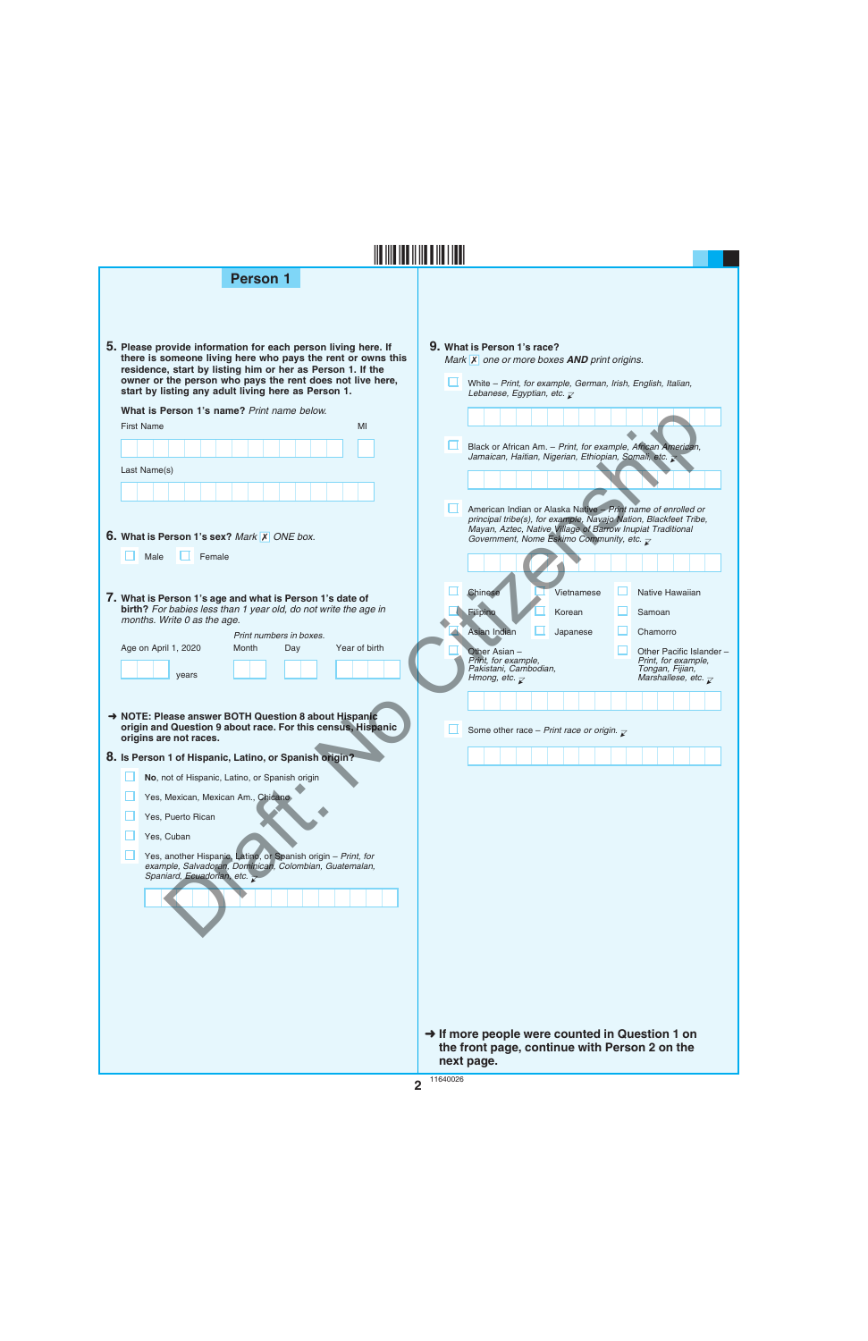## Person 1

**5.** **Please provide information for each person living here. If there is someone living here who pays the rent or owns this residence, start by listing him or her as Person 1. If the owner or the person who pays the rent does not live here, start by listing any adult living here as Person 1.**

**What is Person 1's name?** *Print name below.*

First Name | MI

Last Name(s)

**6.** **What is Person 1's sex?** *Mark* ☒ *ONE box.*

- ☐ Male
- ☐ Female

**7.** **What is Person 1's age and what is Person 1's date of birth?** *For babies less than 1 year old, do not write the age in months. Write 0 as the age.*

*Print numbers in boxes.*

Age on April 1, 2020 ___ years | Month | Day | Year of birth

➜ **NOTE: Please answer BOTH Question 8 about Hispanic origin and Question 9 about race. For this census, Hispanic origins are not races.**

**8.** **Is Person 1 of Hispanic, Latino, or Spanish origin?**

- ☐ **No**, not of Hispanic, Latino, or Spanish origin
- ☐ Yes, Mexican, Mexican Am., Chicano
- ☐ Yes, Puerto Rican
- ☐ Yes, Cuban
- ☐ Yes, another Hispanic, Latino, or Spanish origin – *Print, for example, Salvadoran, Dominican, Colombian, Guatemalan, Spaniard, Ecuadorian, etc.*

**9.** **What is Person 1's race?**

*Mark* ☒ *one or more boxes* ***AND*** *print origins.*

- ☐ White – *Print, for example, German, Irish, English, Italian, Lebanese, Egyptian, etc.*
- ☐ Black or African Am. – *Print, for example, African American, Jamaican, Haitian, Nigerian, Ethiopian, Somali, etc.*
- ☐ American Indian or Alaska Native – *Print name of enrolled or principal tribe(s), for example, Navajo Nation, Blackfeet Tribe, Mayan, Aztec, Native Village of Barrow Inupiat Traditional Government, Nome Eskimo Community, etc.*
- ☐ Chinese
- ☐ Vietnamese
- ☐ Native Hawaiian
- ☐ Filipino
- ☐ Korean
- ☐ Samoan
- ☐ Asian Indian
- ☐ Japanese
- ☐ Chamorro
- ☐ Other Asian – *Print, for example, Pakistani, Cambodian, Hmong, etc.*
- ☐ Other Pacific Islander – *Print, for example, Tongan, Fijian, Marshallese, etc.*
- ☐ Some other race – *Print race or origin.*

➜ **If more people were counted in Question 1 on the front page, continue with Person 2 on the next page.**

Draft: No Citizenship

11640026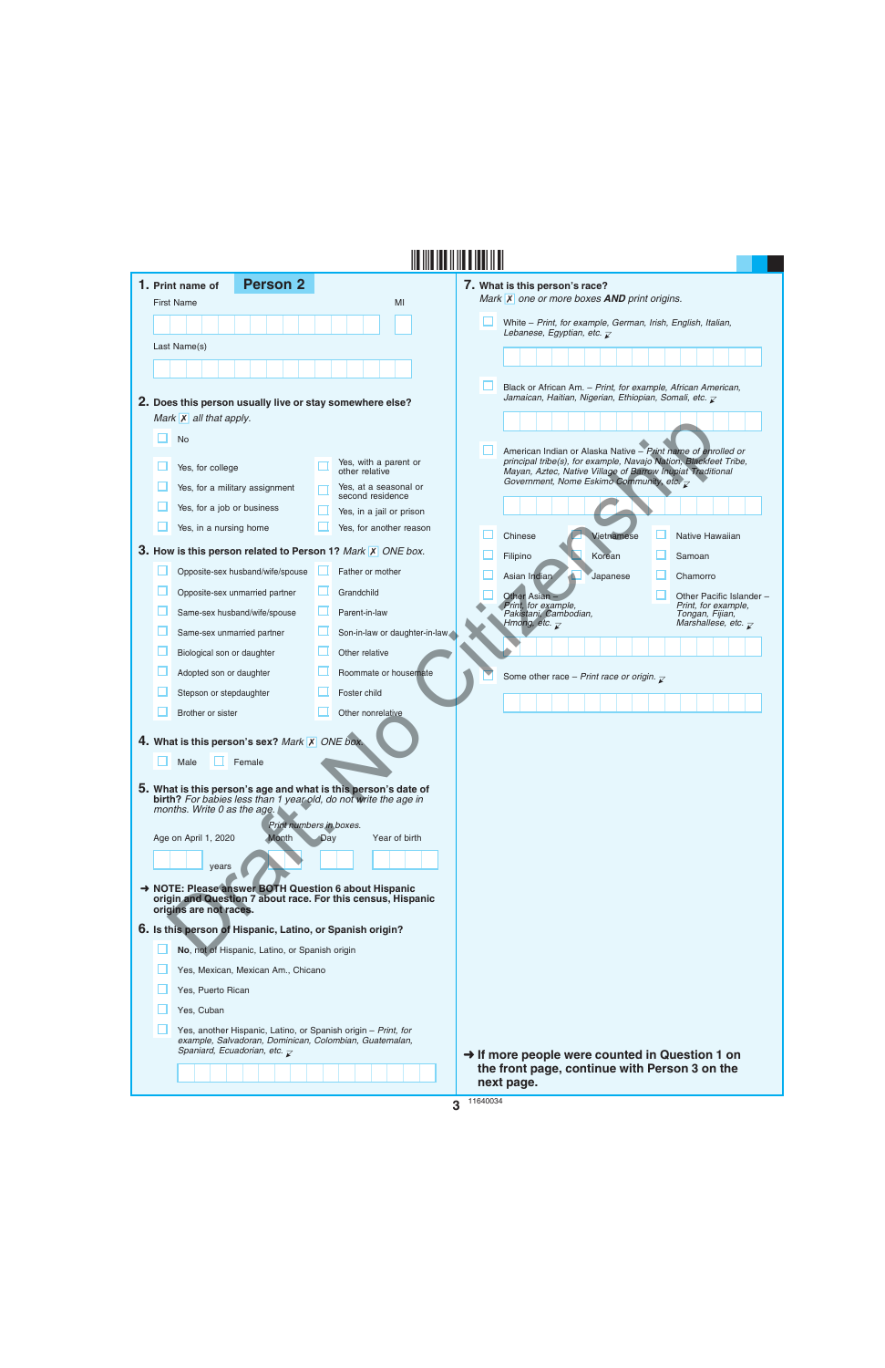**1. Print name of Person 2**

First Name ______ MI ___

Last Name(s) ______

**2. Does this person usually live or stay somewhere else?** *Mark ✗ all that apply.*

- ☐ No
- ☐ Yes, for college
- ☐ Yes, for a military assignment
- ☐ Yes, for a job or business
- ☐ Yes, in a nursing home
- ☐ Yes, with a parent or other relative
- ☐ Yes, at a seasonal or second residence
- ☐ Yes, in a jail or prison
- ☐ Yes, for another reason

**3. How is this person related to Person 1?** *Mark ✗ ONE box.*

- ☐ Opposite-sex husband/wife/spouse
- ☐ Opposite-sex unmarried partner
- ☐ Same-sex husband/wife/spouse
- ☐ Same-sex unmarried partner
- ☐ Biological son or daughter
- ☐ Adopted son or daughter
- ☐ Stepson or stepdaughter
- ☐ Brother or sister
- ☐ Father or mother
- ☐ Grandchild
- ☐ Parent-in-law
- ☐ Son-in-law or daughter-in-law
- ☐ Other relative
- ☐ Roommate or housemate
- ☐ Foster child
- ☐ Other nonrelative

**4. What is this person's sex?** *Mark ✗ ONE box.*

- ☐ Male
- ☐ Female

**5. What is this person's age and what is this person's date of birth?** *For babies less than 1 year old, do not write the age in months. Write 0 as the age.*

*Print numbers in boxes.*

Age on April 1, 2020 ___ years | Month ___ | Day ___ | Year of birth ___

→ **NOTE: Please answer BOTH Question 6 about Hispanic origin and Question 7 about race. For this census, Hispanic origins are not races.**

**6. Is this person of Hispanic, Latino, or Spanish origin?**

- ☐ **No**, not of Hispanic, Latino, or Spanish origin
- ☐ Yes, Mexican, Mexican Am., Chicano
- ☐ Yes, Puerto Rican
- ☐ Yes, Cuban
- ☐ Yes, another Hispanic, Latino, or Spanish origin – *Print, for example, Salvadoran, Dominican, Colombian, Guatemalan, Spaniard, Ecuadorian, etc.* ↙

**7. What is this person's race?** *Mark ✗ one or more boxes* ***AND*** *print origins.*

- ☐ White – *Print, for example, German, Irish, English, Italian, Lebanese, Egyptian, etc.* ↙
- ☐ Black or African Am. – *Print, for example, African American, Jamaican, Haitian, Nigerian, Ethiopian, Somali, etc.* ↙
- ☐ American Indian or Alaska Native – *Print name of enrolled or principal tribe(s), for example, Navajo Nation, Blackfeet Tribe, Mayan, Aztec, Native Village of Barrow Inupiat Traditional Government, Nome Eskimo Community, etc.* ↙
- ☐ Chinese
- ☐ Vietnamese
- ☐ Native Hawaiian
- ☐ Filipino
- ☐ Korean
- ☐ Samoan
- ☐ Asian Indian
- ☐ Japanese
- ☐ Chamorro
- ☐ Other Asian – *Print, for example, Pakistani, Cambodian, Hmong, etc.* ↙
- ☐ Other Pacific Islander – *Print, for example, Tongan, Fijian, Marshallese, etc.* ↙
- ☐ Some other race – *Print race or origin.* ↙

→ **If more people were counted in Question 1 on the front page, continue with Person 3 on the next page.**

Draft: No Citizenship

11640034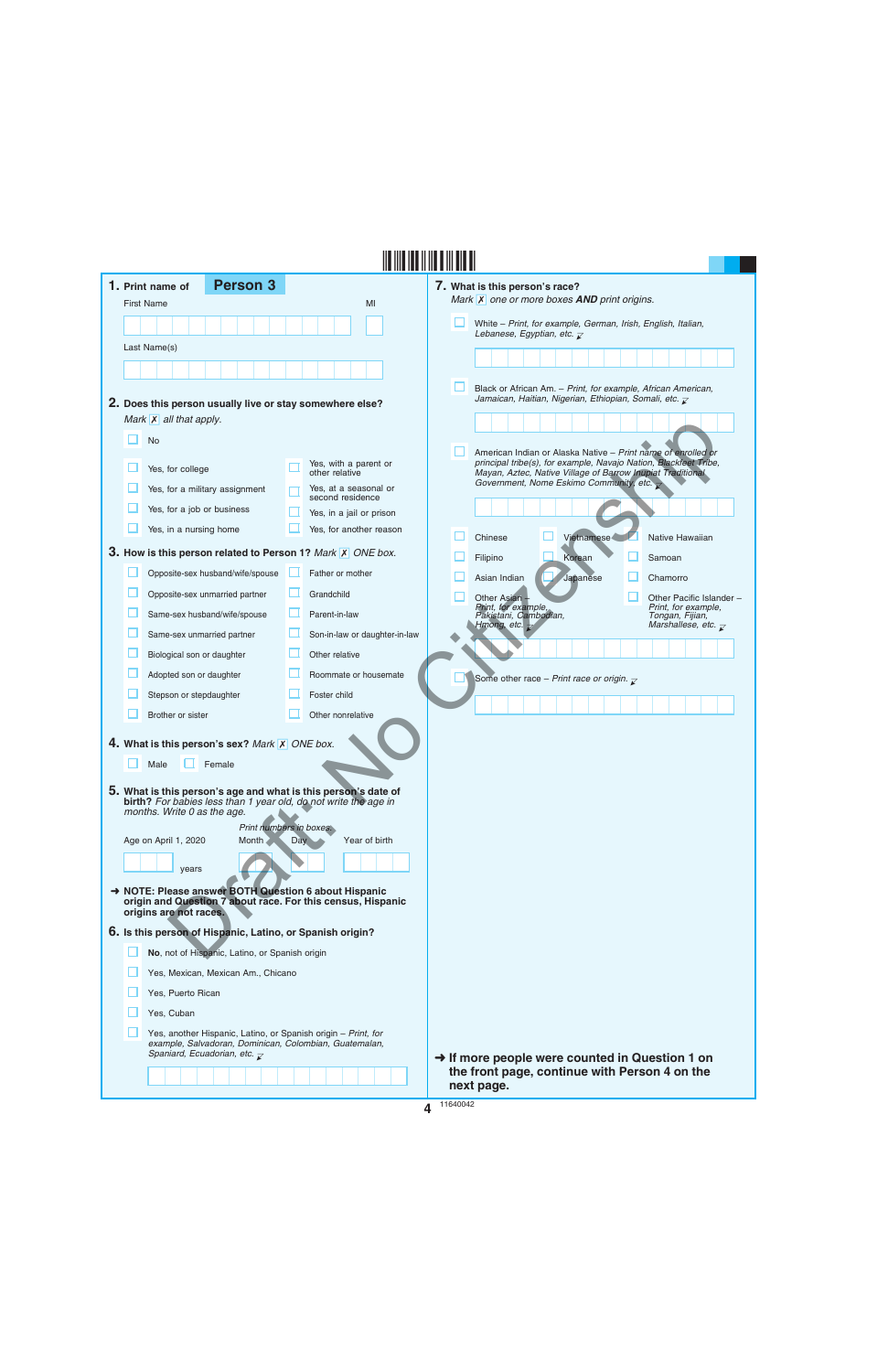## 1. Print name of **Person 3**

First Name

MI

Last Name(s)

## 2. Does this person usually live or stay somewhere else?

*Mark* ☒ *all that apply.*

- ☐ No
- ☐ Yes, for college
- ☐ Yes, for a military assignment
- ☐ Yes, for a job or business
- ☐ Yes, in a nursing home
- ☐ Yes, with a parent or other relative
- ☐ Yes, at a seasonal or second residence
- ☐ Yes, in a jail or prison
- ☐ Yes, for another reason

## 3. How is this person related to Person 1? *Mark* ☒ *ONE box.*

- ☐ Opposite-sex husband/wife/spouse
- ☐ Opposite-sex unmarried partner
- ☐ Same-sex husband/wife/spouse
- ☐ Same-sex unmarried partner
- ☐ Biological son or daughter
- ☐ Adopted son or daughter
- ☐ Stepson or stepdaughter
- ☐ Brother or sister
- ☐ Father or mother
- ☐ Grandchild
- ☐ Parent-in-law
- ☐ Son-in-law or daughter-in-law
- ☐ Other relative
- ☐ Roommate or housemate
- ☐ Foster child
- ☐ Other nonrelative

## 4. What is this person's sex? *Mark* ☒ *ONE box.*

- ☐ Male
- ☐ Female

## 5. What is this person's age and what is this person's date of birth? *For babies less than 1 year old, do not write the age in months. Write 0 as the age.*

*Print numbers in boxes.*

Age on April 1, 2020 ______ years

Month | Day | Year of birth

➜ **NOTE: Please answer BOTH Question 6 about Hispanic origin and Question 7 about race. For this census, Hispanic origins are not races.**

## 6. Is this person of Hispanic, Latino, or Spanish origin?

- ☐ **No**, not of Hispanic, Latino, or Spanish origin
- ☐ Yes, Mexican, Mexican Am., Chicano
- ☐ Yes, Puerto Rican
- ☐ Yes, Cuban
- ☐ Yes, another Hispanic, Latino, or Spanish origin – *Print, for example, Salvadoran, Dominican, Colombian, Guatemalan, Spaniard, Ecuadorian, etc.*

## 7. What is this person's race?

*Mark* ☒ *one or more boxes* ***AND*** *print origins.*

- ☐ White – *Print, for example, German, Irish, English, Italian, Lebanese, Egyptian, etc.*
- ☐ Black or African Am. – *Print, for example, African American, Jamaican, Haitian, Nigerian, Ethiopian, Somali, etc.*
- ☐ American Indian or Alaska Native – *Print name of enrolled or principal tribe(s), for example, Navajo Nation, Blackfeet Tribe, Mayan, Aztec, Native Village of Barrow Inupiat Traditional Government, Nome Eskimo Community, etc.*
- ☐ Chinese
- ☐ Vietnamese
- ☐ Native Hawaiian
- ☐ Filipino
- ☐ Korean
- ☐ Samoan
- ☐ Asian Indian
- ☐ Japanese
- ☐ Chamorro
- ☐ Other Asian – *Print, for example, Pakistani, Cambodian, Hmong, etc.*
- ☐ Other Pacific Islander – *Print, for example, Tongan, Fijian, Marshallese, etc.*
- ☐ Some other race – *Print race or origin.*

➜ **If more people were counted in Question 1 on the front page, continue with Person 4 on the next page.**

Draft: No Citizenship

11640042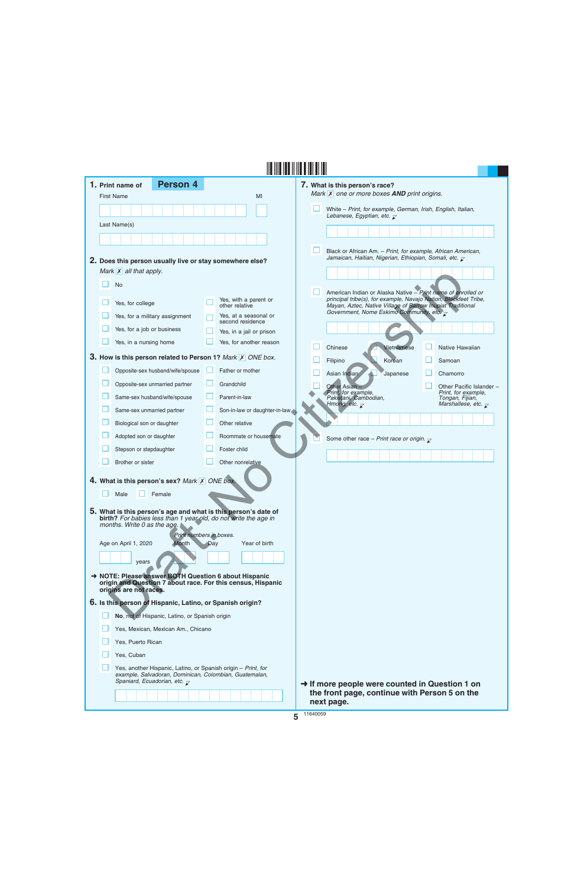## Person 4

**1. Print name of Person 4**

First Name ______ MI ___

Last Name(s) ______

**2. Does this person usually live or stay somewhere else?** *Mark ✗ all that apply.*

- ☐ No
- ☐ Yes, for college
- ☐ Yes, for a military assignment
- ☐ Yes, for a job or business
- ☐ Yes, in a nursing home
- ☐ Yes, with a parent or other relative
- ☐ Yes, at a seasonal or second residence
- ☐ Yes, in a jail or prison
- ☐ Yes, for another reason

**3. How is this person related to Person 1?** *Mark ✗ ONE box.*

- ☐ Opposite-sex husband/wife/spouse
- ☐ Opposite-sex unmarried partner
- ☐ Same-sex husband/wife/spouse
- ☐ Same-sex unmarried partner
- ☐ Biological son or daughter
- ☐ Adopted son or daughter
- ☐ Stepson or stepdaughter
- ☐ Brother or sister
- ☐ Father or mother
- ☐ Grandchild
- ☐ Parent-in-law
- ☐ Son-in-law or daughter-in-law
- ☐ Other relative
- ☐ Roommate or housemate
- ☐ Foster child
- ☐ Other nonrelative

**4. What is this person's sex?** *Mark ✗ ONE box.*

- ☐ Male
- ☐ Female

**5. What is this person's age and what is this person's date of birth?** *For babies less than 1 year old, do not write the age in months. Write 0 as the age.*

*Print numbers in boxes.*

Age on April 1, 2020 ______ years

Month ___ Day ___ Year of birth ______

➜ **NOTE: Please answer BOTH Question 6 about Hispanic origin and Question 7 about race. For this census, Hispanic origins are not races.**

**6. Is this person of Hispanic, Latino, or Spanish origin?**

- ☐ **No**, not of Hispanic, Latino, or Spanish origin
- ☐ Yes, Mexican, Mexican Am., Chicano
- ☐ Yes, Puerto Rican
- ☐ Yes, Cuban
- ☐ Yes, another Hispanic, Latino, or Spanish origin – *Print, for example, Salvadoran, Dominican, Colombian, Guatemalan, Spaniard, Ecuadorian, etc.* ______

**7. What is this person's race?** *Mark ✗ one or more boxes* ***AND*** *print origins.*

- ☐ White – *Print, for example, German, Irish, English, Italian, Lebanese, Egyptian, etc.* ______
- ☐ Black or African Am. – *Print, for example, African American, Jamaican, Haitian, Nigerian, Ethiopian, Somali, etc.* ______
- ☐ American Indian or Alaska Native – *Print name of enrolled or principal tribe(s), for example, Navajo Nation, Blackfeet Tribe, Mayan, Aztec, Native Village of Barrow Inupiat Traditional Government, Nome Eskimo Community, etc.* ______
- ☐ Chinese
- ☐ Vietnamese
- ☐ Native Hawaiian
- ☐ Filipino
- ☐ Korean
- ☐ Samoan
- ☐ Asian Indian
- ☐ Japanese
- ☐ Chamorro
- ☐ Other Asian – *Print, for example, Pakistani, Cambodian, Hmong, etc.*
- ☐ Other Pacific Islander – *Print, for example, Tongan, Fijian, Marshallese, etc.* ______
- ☐ Some other race – *Print race or origin.* ______

➜ **If more people were counted in Question 1 on the front page, continue with Person 5 on the next page.**

Draft: No Citizenship

11640059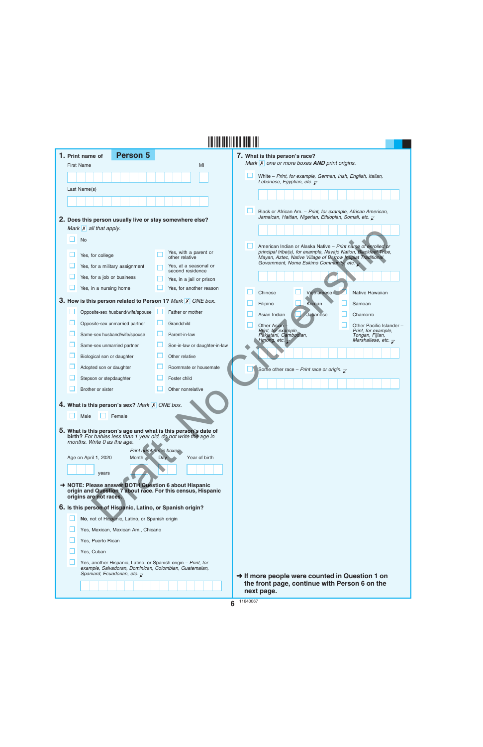**1. Print name of Person 5**

First Name | MI

Last Name(s)

**2. Does this person usually live or stay somewhere else?**
*Mark* ☒ *all that apply.*

- ☐ No
- ☐ Yes, for college
- ☐ Yes, for a military assignment
- ☐ Yes, for a job or business
- ☐ Yes, in a nursing home
- ☐ Yes, with a parent or other relative
- ☐ Yes, at a seasonal or second residence
- ☐ Yes, in a jail or prison
- ☐ Yes, for another reason

**3. How is this person related to Person 1?** *Mark* ☒ *ONE box.*

- ☐ Opposite-sex husband/wife/spouse
- ☐ Opposite-sex unmarried partner
- ☐ Same-sex husband/wife/spouse
- ☐ Same-sex unmarried partner
- ☐ Biological son or daughter
- ☐ Adopted son or daughter
- ☐ Stepson or stepdaughter
- ☐ Brother or sister
- ☐ Father or mother
- ☐ Grandchild
- ☐ Parent-in-law
- ☐ Son-in-law or daughter-in-law
- ☐ Other relative
- ☐ Roommate or housemate
- ☐ Foster child
- ☐ Other nonrelative

**4. What is this person's sex?** *Mark* ☒ *ONE box.*

- ☐ Male
- ☐ Female

**5. What is this person's age and what is this person's date of birth?** *For babies less than 1 year old, do not write the age in months. Write 0 as the age.*

*Print numbers in boxes.*

Age on April 1, 2020 ___ years | Month | Day | Year of birth

**➜ NOTE: Please answer BOTH Question 6 about Hispanic origin and Question 7 about race. For this census, Hispanic origins are not races.**

**6. Is this person of Hispanic, Latino, or Spanish origin?**

- ☐ **No**, not of Hispanic, Latino, or Spanish origin
- ☐ Yes, Mexican, Mexican Am., Chicano
- ☐ Yes, Puerto Rican
- ☐ Yes, Cuban
- ☐ Yes, another Hispanic, Latino, or Spanish origin – *Print, for example, Salvadoran, Dominican, Colombian, Guatemalan, Spaniard, Ecuadorian, etc.*

**7. What is this person's race?**
*Mark* ☒ *one or more boxes* ***AND*** *print origins.*

- ☐ White – *Print, for example, German, Irish, English, Italian, Lebanese, Egyptian, etc.*
- ☐ Black or African Am. – *Print, for example, African American, Jamaican, Haitian, Nigerian, Ethiopian, Somali, etc.*
- ☐ American Indian or Alaska Native – *Print name of enrolled or principal tribe(s), for example, Navajo Nation, Blackfeet Tribe, Mayan, Aztec, Native Village of Barrow Inupiat Traditional Government, Nome Eskimo Community, etc.*
- ☐ Chinese
- ☐ Vietnamese
- ☐ Native Hawaiian
- ☐ Filipino
- ☐ Korean
- ☐ Samoan
- ☐ Asian Indian
- ☐ Japanese
- ☐ Chamorro
- ☐ Other Asian – *Print, for example, Pakistani, Cambodian, Hmong, etc.*
- ☐ Other Pacific Islander – *Print, for example, Tongan, Fijian, Marshallese, etc.*
- ☐ Some other race – *Print race or origin.*

**➜ If more people were counted in Question 1 on the front page, continue with Person 6 on the next page.**

Draft: No Citizenship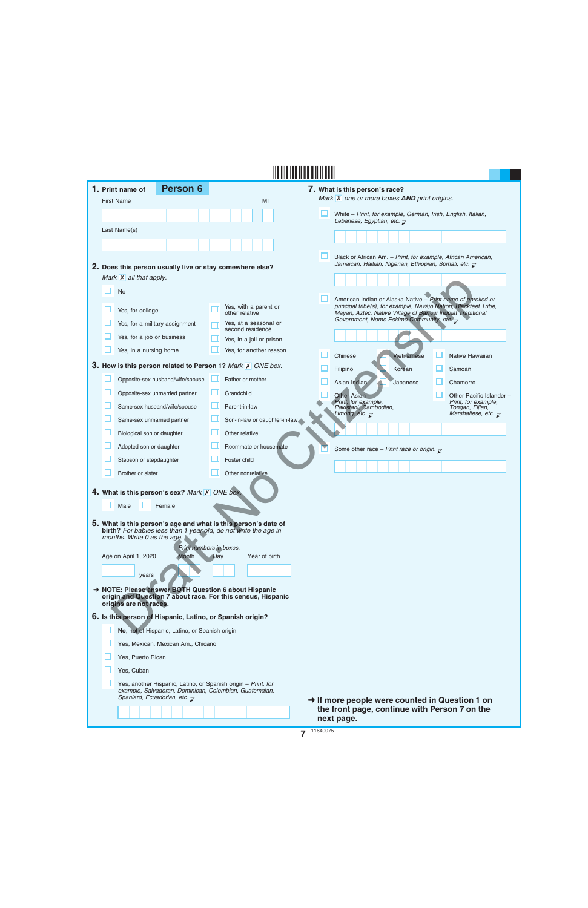**1. Print name of Person 6**

First Name MI

Last Name(s)

**2. Does this person usually live or stay somewhere else?**
*Mark ✗ all that apply.*

- ☐ No
- ☐ Yes, for college
- ☐ Yes, for a military assignment
- ☐ Yes, for a job or business
- ☐ Yes, in a nursing home
- ☐ Yes, with a parent or other relative
- ☐ Yes, at a seasonal or second residence
- ☐ Yes, in a jail or prison
- ☐ Yes, for another reason

**3. How is this person related to Person 1?** *Mark ✗ ONE box.*

- ☐ Opposite-sex husband/wife/spouse
- ☐ Opposite-sex unmarried partner
- ☐ Same-sex husband/wife/spouse
- ☐ Same-sex unmarried partner
- ☐ Biological son or daughter
- ☐ Adopted son or daughter
- ☐ Stepson or stepdaughter
- ☐ Brother or sister
- ☐ Father or mother
- ☐ Grandchild
- ☐ Parent-in-law
- ☐ Son-in-law or daughter-in-law
- ☐ Other relative
- ☐ Roommate or housemate
- ☐ Foster child
- ☐ Other nonrelative

**4. What is this person's sex?** *Mark ✗ ONE box.*

- ☐ Male
- ☐ Female

**5. What is this person's age and what is this person's date of birth?** *For babies less than 1 year old, do not write the age in months. Write 0 as the age.*

*Print numbers in boxes.*

Age on April 1, 2020 ____ years | Month | Day | Year of birth

**→ NOTE: Please answer BOTH Question 6 about Hispanic origin and Question 7 about race. For this census, Hispanic origins are not races.**

**6. Is this person of Hispanic, Latino, or Spanish origin?**

- ☐ **No**, not of Hispanic, Latino, or Spanish origin
- ☐ Yes, Mexican, Mexican Am., Chicano
- ☐ Yes, Puerto Rican
- ☐ Yes, Cuban
- ☐ Yes, another Hispanic, Latino, or Spanish origin – *Print, for example, Salvadoran, Dominican, Colombian, Guatemalan, Spaniard, Ecuadorian, etc.*

**7. What is this person's race?**
*Mark ✗ one or more boxes **AND** print origins.*

- ☐ White – *Print, for example, German, Irish, English, Italian, Lebanese, Egyptian, etc.*
- ☐ Black or African Am. – *Print, for example, African American, Jamaican, Haitian, Nigerian, Ethiopian, Somali, etc.*
- ☐ American Indian or Alaska Native – *Print name of enrolled or principal tribe(s), for example, Navajo Nation, Blackfeet Tribe, Mayan, Aztec, Native Village of Barrow Inupiat Traditional Government, Nome Eskimo Community, etc.*
- ☐ Chinese
- ☐ Vietnamese
- ☐ Native Hawaiian
- ☐ Filipino
- ☐ Korean
- ☐ Samoan
- ☐ Asian Indian
- ☐ Japanese
- ☐ Chamorro
- ☐ Other Asian – *Print, for example, Pakistani, Cambodian, Hmong, etc.*
- ☐ Other Pacific Islander – *Print, for example, Tongan, Fijian, Marshallese, etc.*
- ☐ Some other race – *Print race or origin.*

**→ If more people were counted in Question 1 on the front page, continue with Person 7 on the next page.**

Draft: No Citizenship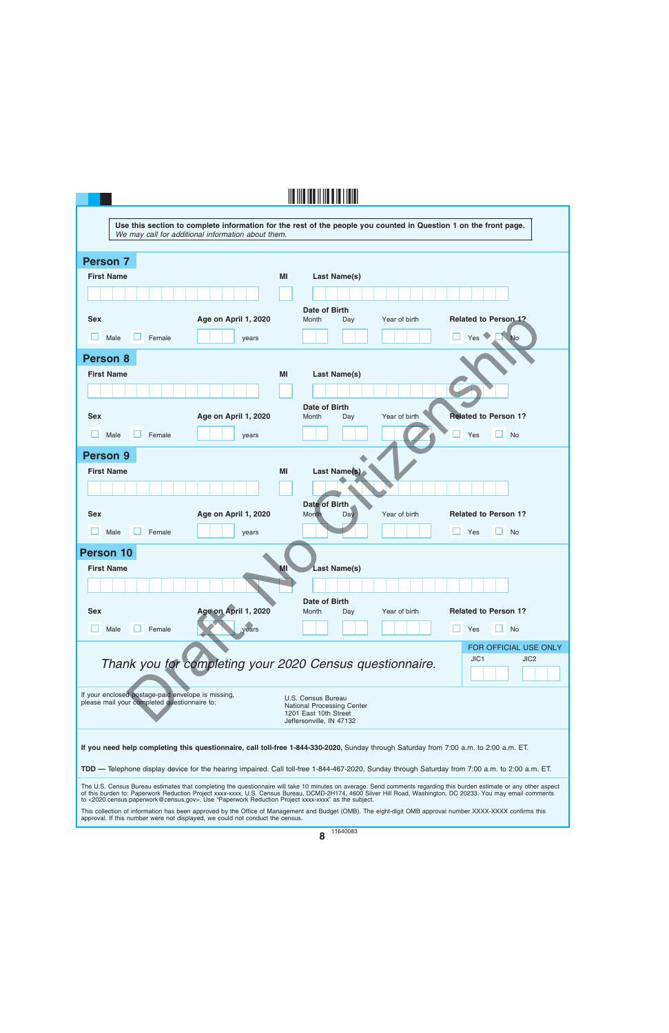**Use this section to complete information for the rest of the people you counted in Question 1 on the front page.**
*We may call for additional information about them.*

## Person 7

**First Name** | **MI** | **Last Name(s)**

**Sex** ☐ Male ☐ Female

**Age on April 1, 2020** ____ years

**Date of Birth** Month Day Year of birth

**Related to Person 1?** ☐ Yes ☐ No

## Person 8

**First Name** | **MI** | **Last Name(s)**

**Sex** ☐ Male ☐ Female

**Age on April 1, 2020** ____ years

**Date of Birth** Month Day Year of birth

**Related to Person 1?** ☐ Yes ☐ No

## Person 9

**First Name** | **MI** | **Last Name(s)**

**Sex** ☐ Male ☐ Female

**Age on April 1, 2020** ____ years

**Date of Birth** Month Day Year of birth

**Related to Person 1?** ☐ Yes ☐ No

## Person 10

**First Name** | **MI** | **Last Name(s)**

**Sex** ☐ Male ☐ Female

**Age on April 1, 2020** ____ years

**Date of Birth** Month Day Year of birth

**Related to Person 1?** ☐ Yes ☐ No

*Thank you for completing your 2020 Census questionnaire.*

FOR OFFICIAL USE ONLY
JIC1 JIC2

If your enclosed postage-paid envelope is missing, please mail your completed questionnaire to:

U.S. Census Bureau
National Processing Center
1201 East 10th Street
Jeffersonville, IN 47132

**If you need help completing this questionnaire, call toll-free 1-844-330-2020,** Sunday through Saturday from 7:00 a.m. to 2:00 a.m. ET.

**TDD —** Telephone display device for the hearing impaired. Call toll-free 1-844-467-2020, Sunday through Saturday from 7:00 a.m. to 2:00 a.m. ET.

The U.S. Census Bureau estimates that completing the questionnaire will take 10 minutes on average. Send comments regarding this burden estimate or any other aspect of this burden to: Paperwork Reduction Project xxxx-xxxx, U.S. Census Bureau, DCMD-2H174, 4600 Silver Hill Road, Washington, DC 20233. You may email comments to <2020.census.paperwork@census.gov>. Use "Paperwork Reduction Project xxxx-xxxx" as the subject.

This collection of information has been approved by the Office of Management and Budget (OMB). The eight-digit OMB approval number XXXX-XXXX confirms this approval. If this number were not displayed, we could not conduct the census.

11640083

Draft: No Citizenship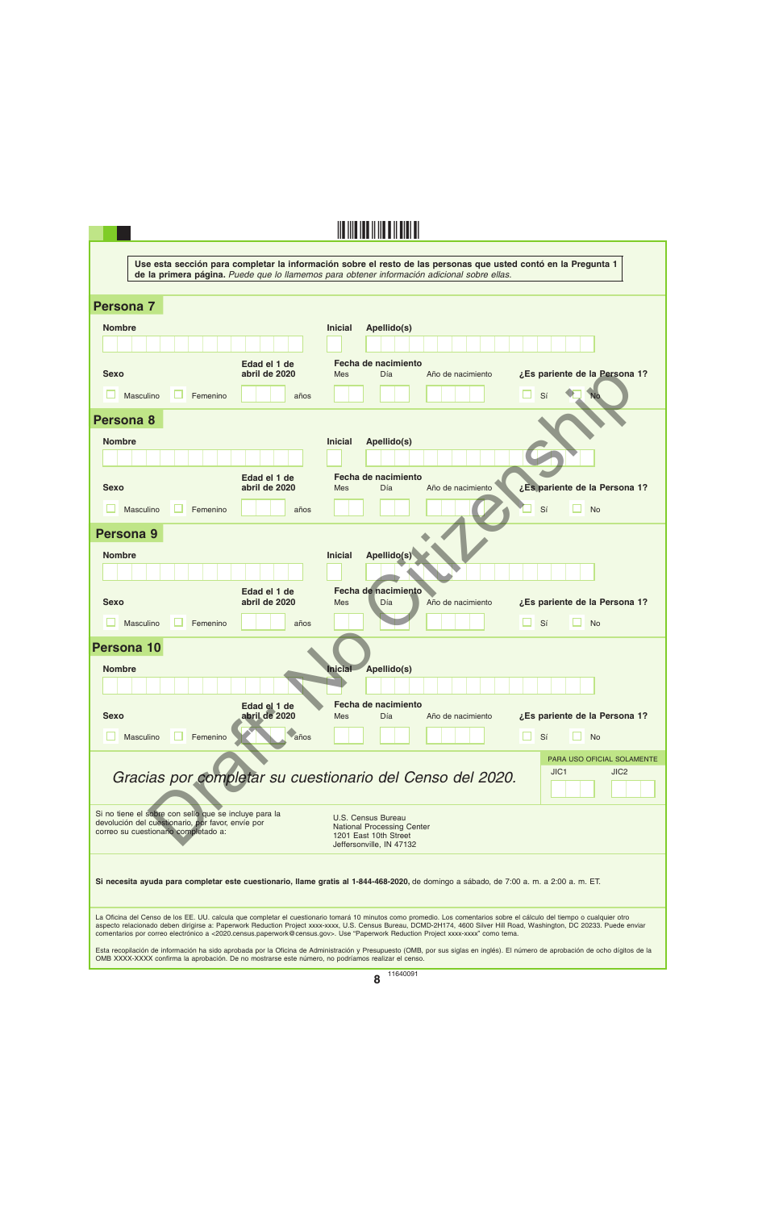**Use esta sección para completar la información sobre el resto de las personas que usted contó en la Pregunta 1 de la primera página.** *Puede que lo llamemos para obtener información adicional sobre ellas.*

## Persona 7

**Nombre** **Inicial** **Apellido(s)**

**Sexo** ☐ Masculino ☐ Femenino

**Edad el 1 de abril de 2020** ____ años

**Fecha de nacimiento** Mes Día Año de nacimiento

**¿Es pariente de la Persona 1?** ☐ Sí ☐ No

## Persona 8

**Nombre** **Inicial** **Apellido(s)**

**Sexo** ☐ Masculino ☐ Femenino

**Edad el 1 de abril de 2020** ____ años

**Fecha de nacimiento** Mes Día Año de nacimiento

**¿Es pariente de la Persona 1?** ☐ Sí ☐ No

## Persona 9

**Nombre** **Inicial** **Apellido(s)**

**Sexo** ☐ Masculino ☐ Femenino

**Edad el 1 de abril de 2020** ____ años

**Fecha de nacimiento** Mes Día Año de nacimiento

**¿Es pariente de la Persona 1?** ☐ Sí ☐ No

## Persona 10

**Nombre** **Inicial** **Apellido(s)**

**Sexo** ☐ Masculino ☐ Femenino

**Edad el 1 de abril de 2020** ____ años

**Fecha de nacimiento** Mes Día Año de nacimiento

**¿Es pariente de la Persona 1?** ☐ Sí ☐ No

*Gracias por completar su cuestionario del Censo del 2020.*

PARA USO OFICIAL SOLAMENTE

JIC1 JIC2

Si no tiene el sobre con sello que se incluye para la devolución del cuestionario, por favor, envíe por correo su cuestionario completado a:

U.S. Census Bureau
National Processing Center
1201 East 10th Street
Jeffersonville, IN 47132

**Si necesita ayuda para completar este cuestionario, llame gratis al 1-844-468-2020,** de domingo a sábado, de 7:00 a. m. a 2:00 a. m. ET.

La Oficina del Censo de los EE. UU. calcula que completar el cuestionario tomará 10 minutos como promedio. Los comentarios sobre el cálculo del tiempo o cualquier otro aspecto relacionado deben dirigirse a: Paperwork Reduction Project xxxx-xxxx, U.S. Census Bureau, DCMD-2H174, 4600 Silver Hill Road, Washington, DC 20233. Puede enviar comentarios por correo electrónico a <2020.census.paperwork@census.gov>. Use "Paperwork Reduction Project xxxx-xxxx" como tema.

Esta recopilación de información ha sido aprobada por la Oficina de Administración y Presupuesto (OMB, por sus siglas en inglés). El número de aprobación de ocho dígitos de la OMB XXXX-XXXX confirma la aprobación. De no mostrarse este número, no podríamos realizar el censo.

11640091

Draft. No Citizenship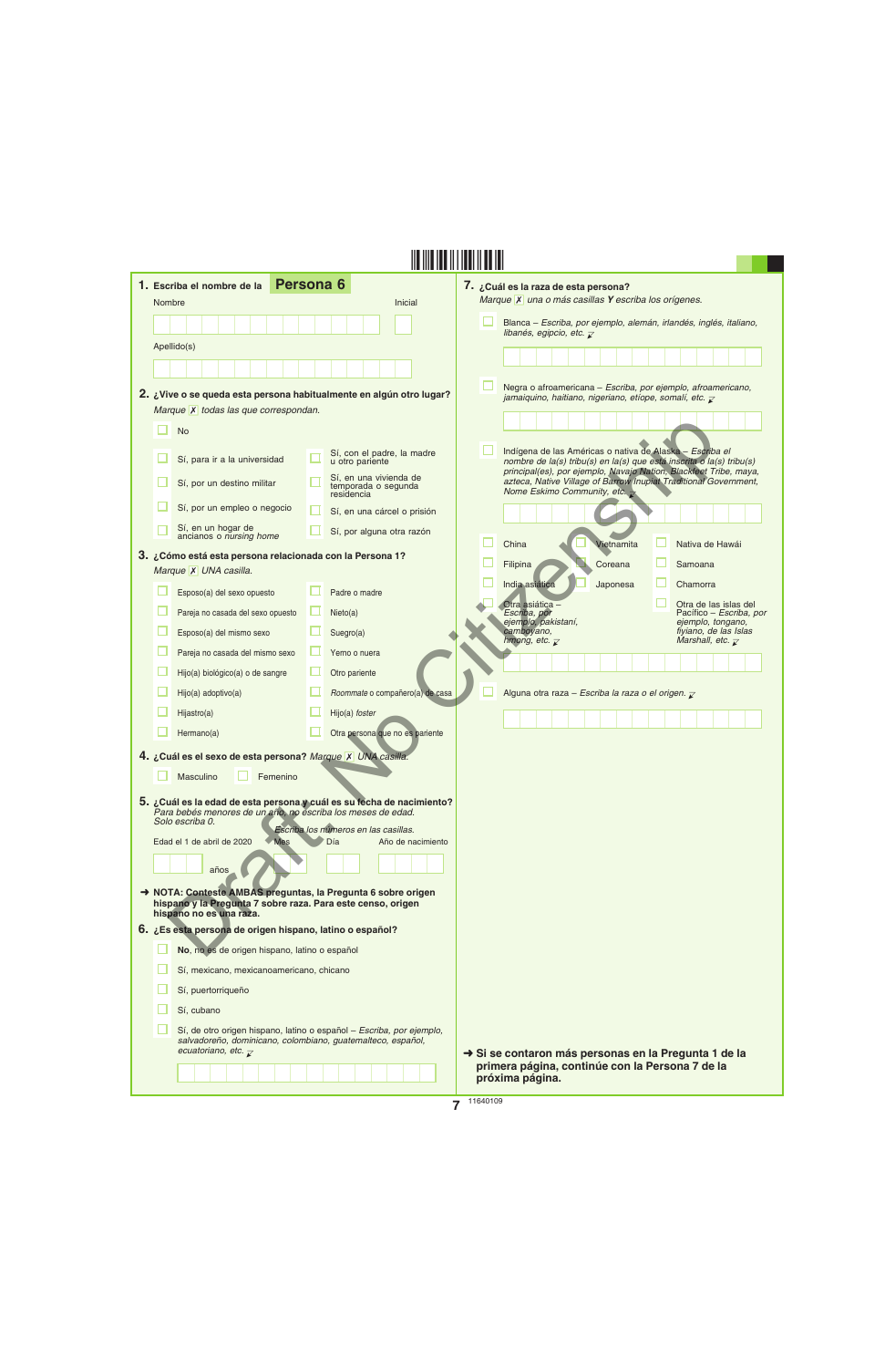**1.** Escriba el nombre de la **Persona 6**

Nombre

Inicial

Apellido(s)

**2.** **¿Vive o se queda esta persona habitualmente en algún otro lugar?**
*Marque ☒ todas las que correspondan.*

- ☐ No
- ☐ Sí, para ir a la universidad
- ☐ Sí, por un destino militar
- ☐ Sí, por un empleo o negocio
- ☐ Sí, en un hogar de ancianos o *nursing home*
- ☐ Sí, con el padre, la madre u otro pariente
- ☐ Sí, en una vivienda de temporada o segunda residencia
- ☐ Sí, en una cárcel o prisión
- ☐ Sí, por alguna otra razón

**3.** **¿Cómo está esta persona relacionada con la Persona 1?**
*Marque ☒ UNA casilla.*

- ☐ Esposo(a) del sexo opuesto
- ☐ Pareja no casada del sexo opuesto
- ☐ Esposo(a) del mismo sexo
- ☐ Pareja no casada del mismo sexo
- ☐ Hijo(a) biológico(a) o de sangre
- ☐ Hijo(a) adoptivo(a)
- ☐ Hijastro(a)
- ☐ Hermano(a)
- ☐ Padre o madre
- ☐ Nieto(a)
- ☐ Suegro(a)
- ☐ Yerno o nuera
- ☐ Otro pariente
- ☐ *Roommate* o compañero(a) de casa
- ☐ Hijo(a) *foster*
- ☐ Otra persona que no es pariente

**4.** **¿Cuál es el sexo de esta persona?** *Marque ☒ UNA casilla.*

- ☐ Masculino
- ☐ Femenino

**5.** **¿Cuál es la edad de esta persona y cuál es su fecha de nacimiento?**
*Para bebés menores de un año, no escriba los meses de edad. Solo escriba 0.*

*Escriba los números en las casillas.*

Edad el 1 de abril de 2020 ____ años

Mes ____ Día ____ Año de nacimiento ____

➜ **NOTA: Conteste AMBAS preguntas, la Pregunta 6 sobre origen hispano y la Pregunta 7 sobre raza. Para este censo, origen hispano no es una raza.**

**6.** **¿Es esta persona de origen hispano, latino o español?**

- ☐ **No**, no es de origen hispano, latino o español
- ☐ Sí, mexicano, mexicanoamericano, chicano
- ☐ Sí, puertorriqueño
- ☐ Sí, cubano
- ☐ Sí, de otro origen hispano, latino o español – *Escriba, por ejemplo, salvadoreño, dominicano, colombiano, guatemalteco, español, ecuatoriano, etc.*

**7.** **¿Cuál es la raza de esta persona?**
*Marque ☒ una o más casillas **Y** escriba los orígenes.*

- ☐ Blanca – *Escriba, por ejemplo, alemán, irlandés, inglés, italiano, libanés, egipcio, etc.*
- ☐ Negra o afroamericana – *Escriba, por ejemplo, afroamericano, jamaiquino, haitiano, nigeriano, etíope, somalí, etc.*
- ☐ Indígena de las Américas o nativa de Alaska – *Escriba el nombre de la(s) tribu(s) en la(s) que está inscrita o la(s) tribu(s) principal(es), por ejemplo, Navajo Nation, Blackfeet Tribe, maya, azteca, Native Village of Barrow Inupiat Traditional Government, Nome Eskimo Community, etc.*
- ☐ China
- ☐ Vietnamita
- ☐ Nativa de Hawái
- ☐ Filipina
- ☐ Coreana
- ☐ Samoana
- ☐ India asiática
- ☐ Japonesa
- ☐ Chamorra
- ☐ Otra asiática – *Escriba, por ejemplo, pakistaní, camboyano, hmong, etc.*
- ☐ Otra de las islas del Pacífico – *Escriba, por ejemplo, tongano, fiyiano, de las Islas Marshall, etc.*
- ☐ Alguna otra raza – *Escriba la raza o el origen.*

➜ **Si se contaron más personas en la Pregunta 1 de la primera página, continúe con la Persona 7 de la próxima página.**

11640109

Draft No Citizenship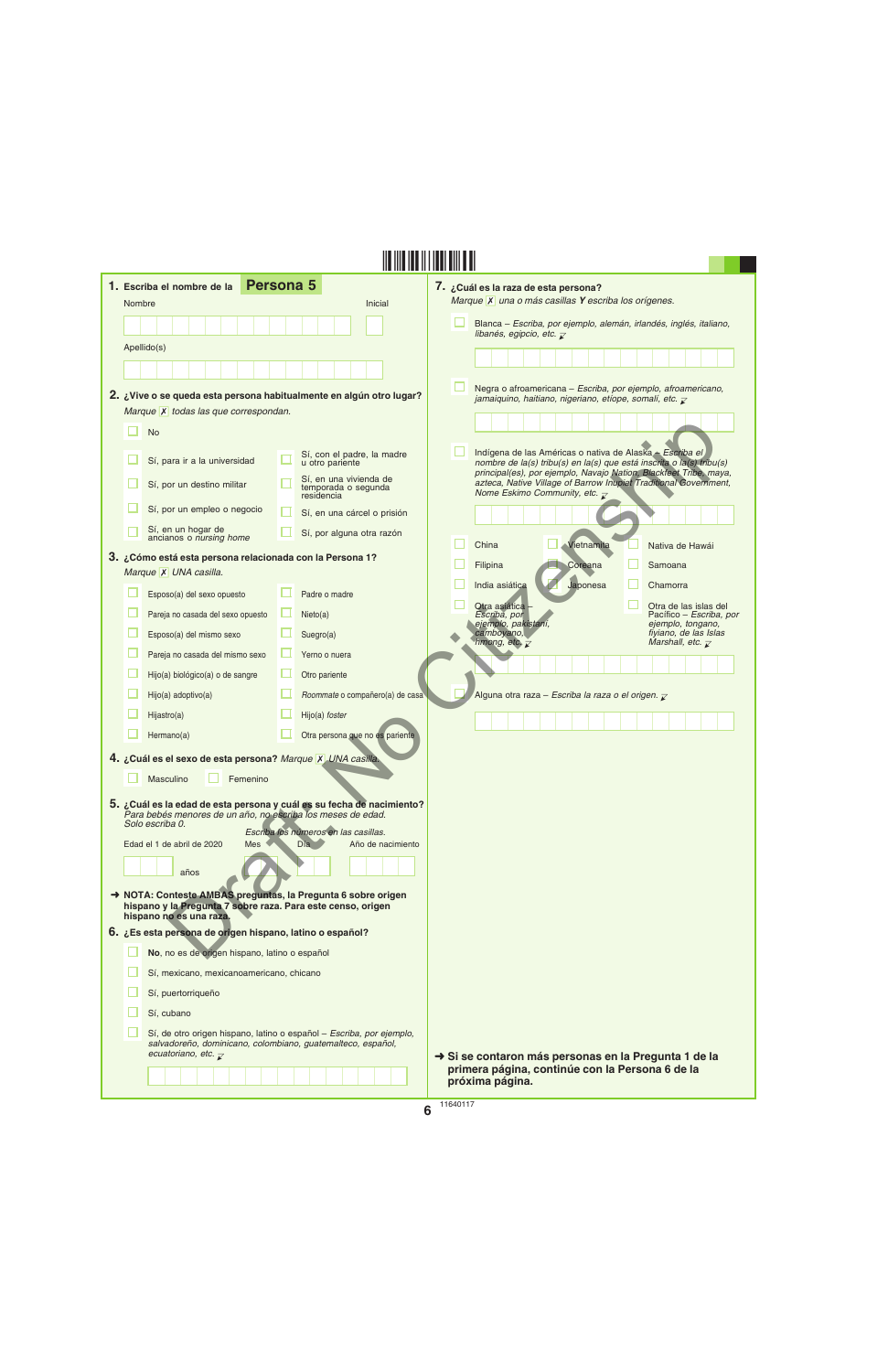**1.** Escriba el nombre de la **Persona 5**

Nombre &nbsp;&nbsp;&nbsp;&nbsp; Inicial

Apellido(s)

**2.** **¿Vive o se queda esta persona habitualmente en algún otro lugar?**
*Marque ☒ todas las que correspondan.*

- ☐ No
- ☐ Sí, para ir a la universidad
- ☐ Sí, con el padre, la madre u otro pariente
- ☐ Sí, por un destino militar
- ☐ Sí, en una vivienda de temporada o segunda residencia
- ☐ Sí, por un empleo o negocio
- ☐ Sí, en una cárcel o prisión
- ☐ Sí, en un hogar de ancianos o *nursing home*
- ☐ Sí, por alguna otra razón

**3.** **¿Cómo está esta persona relacionada con la Persona 1?**
*Marque ☒ UNA casilla.*

- ☐ Esposo(a) del sexo opuesto
- ☐ Pareja no casada del sexo opuesto
- ☐ Esposo(a) del mismo sexo
- ☐ Pareja no casada del mismo sexo
- ☐ Hijo(a) biológico(a) o de sangre
- ☐ Hijo(a) adoptivo(a)
- ☐ Hijastro(a)
- ☐ Hermano(a)
- ☐ Padre o madre
- ☐ Nieto(a)
- ☐ Suegro(a)
- ☐ Yerno o nuera
- ☐ Otro pariente
- ☐ *Roommate* o compañero(a) de casa
- ☐ Hijo(a) *foster*
- ☐ Otra persona que no es pariente

**4.** **¿Cuál es el sexo de esta persona?** *Marque ☒ UNA casilla.*

- ☐ Masculino
- ☐ Femenino

**5.** **¿Cuál es la edad de esta persona y cuál es su fecha de nacimiento?**
*Para bebés menores de un año, no escriba los meses de edad. Solo escriba 0.*

*Escriba los números en las casillas.*

Edad el 1 de abril de 2020 &nbsp;&nbsp; Mes &nbsp;&nbsp; Día &nbsp;&nbsp; Año de nacimiento

años

➜ **NOTA: Conteste AMBAS preguntas, la Pregunta 6 sobre origen hispano y la Pregunta 7 sobre raza. Para este censo, origen hispano no es una raza.**

**6.** **¿Es esta persona de origen hispano, latino o español?**

- ☐ **No**, no es de origen hispano, latino o español
- ☐ Sí, mexicano, mexicanoamericano, chicano
- ☐ Sí, puertorriqueño
- ☐ Sí, cubano
- ☐ Sí, de otro origen hispano, latino o español – *Escriba, por ejemplo, salvadoreño, dominicano, colombiano, guatemalteco, español, ecuatoriano, etc.*

**7.** **¿Cuál es la raza de esta persona?**
*Marque ☒ una o más casillas **Y** escriba los orígenes.*

- ☐ Blanca – *Escriba, por ejemplo, alemán, irlandés, inglés, italiano, libanés, egipcio, etc.*
- ☐ Negra o afroamericana – *Escriba, por ejemplo, afroamericano, jamaiquino, haitiano, nigeriano, etíope, somalí, etc.*
- ☐ Indígena de las Américas o nativa de Alaska – *Escriba el nombre de la(s) tribu(s) en la(s) que está inscrita o la(s) tribu(s) principal(es), por ejemplo, Navajo Nation, Blackfeet Tribe, maya, azteca, Native Village of Barrow Inupiat Traditional Government, Nome Eskimo Community, etc.*
- ☐ China
- ☐ Vietnamita
- ☐ Nativa de Hawái
- ☐ Filipina
- ☐ Coreana
- ☐ Samoana
- ☐ India asiática
- ☐ Japonesa
- ☐ Chamorra
- ☐ Otra asiática – *Escriba, por ejemplo, pakistaní, camboyano, hmong, etc.*
- ☐ Otra de las islas del Pacífico – *Escriba, por ejemplo, tongano, fiyiano, de las Islas Marshall, etc.*
- ☐ Alguna otra raza – *Escriba la raza o el origen.*

➜ **Si se contaron más personas en la Pregunta 1 de la primera página, continúe con la Persona 6 de la próxima página.**

11640117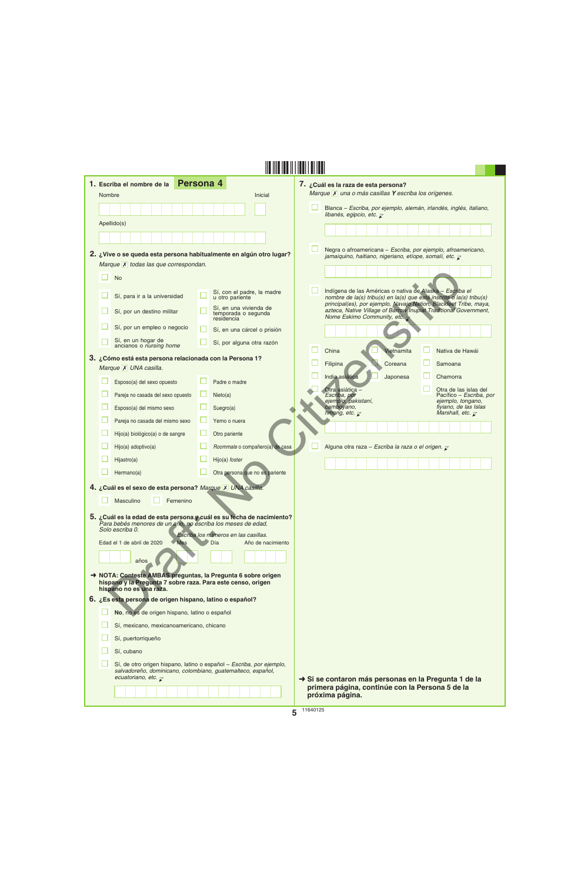**1. Escriba el nombre de la Persona 4**

Nombre ______ Inicial ___

Apellido(s) ______

**2. ¿Vive o se queda esta persona habitualmente en algún otro lugar?**
*Marque ✗ todas las que correspondan.*

- ☐ No
- ☐ Sí, para ir a la universidad
- ☐ Sí, por un destino militar
- ☐ Sí, por un empleo o negocio
- ☐ Sí, en un hogar de ancianos o *nursing home*
- ☐ Sí, con el padre, la madre u otro pariente
- ☐ Sí, en una vivienda de temporada o segunda residencia
- ☐ Sí, en una cárcel o prisión
- ☐ Sí, por alguna otra razón

**3. ¿Cómo está esta persona relacionada con la Persona 1?**
*Marque ✗ UNA casilla.*

- ☐ Esposo(a) del sexo opuesto
- ☐ Pareja no casada del sexo opuesto
- ☐ Esposo(a) del mismo sexo
- ☐ Pareja no casada del mismo sexo
- ☐ Hijo(a) biológico(a) o de sangre
- ☐ Hijo(a) adoptivo(a)
- ☐ Hijastro(a)
- ☐ Hermano(a)
- ☐ Padre o madre
- ☐ Nieto(a)
- ☐ Suegro(a)
- ☐ Yerno o nuera
- ☐ Otro pariente
- ☐ *Roommate* o compañero(a) de casa
- ☐ Hijo(a) *foster*
- ☐ Otra persona que no es pariente

**4. ¿Cuál es el sexo de esta persona?** *Marque ✗ UNA casilla.*

- ☐ Masculino
- ☐ Femenino

**5. ¿Cuál es la edad de esta persona y cuál es su fecha de nacimiento?**
*Para bebés menores de un año, no escriba los meses de edad. Solo escriba 0.*

*Escriba los números en las casillas.*

Edad el 1 de abril de 2020 ___ años | Mes ___ | Día ___ | Año de nacimiento ____

➜ **NOTA: Conteste AMBAS preguntas, la Pregunta 6 sobre origen hispano y la Pregunta 7 sobre raza. Para este censo, origen hispano no es una raza.**

**6. ¿Es esta persona de origen hispano, latino o español?**

- ☐ **No**, no es de origen hispano, latino o español
- ☐ Sí, mexicano, mexicanoamericano, chicano
- ☐ Sí, puertorriqueño
- ☐ Sí, cubano
- ☐ Sí, de otro origen hispano, latino o español – *Escriba, por ejemplo, salvadoreño, dominicano, colombiano, guatemalteco, español, ecuatoriano, etc.* ______

**7. ¿Cuál es la raza de esta persona?**
*Marque ✗ una o más casillas Y escriba los orígenes.*

- ☐ Blanca – *Escriba, por ejemplo, alemán, irlandés, inglés, italiano, libanés, egipcio, etc.* ______
- ☐ Negra o afroamericana – *Escriba, por ejemplo, afroamericano, jamaiquino, haitiano, nigeriano, etíope, somalí, etc.* ______
- ☐ Indígena de las Américas o nativa de Alaska – *Escriba el nombre de la(s) tribu(s) en la(s) que está inscrita o la(s) tribu(s) principal(es), por ejemplo, Navajo Nation, Blackfeet Tribe, maya, azteca, Native Village of Barrow Inupiat Traditional Government, Nome Eskimo Community, etc.* ______
- ☐ China
- ☐ Filipina
- ☐ India asiática
- ☐ Otra asiática – *Escriba, por ejemplo, pakistaní, camboyano, hmong, etc.*
- ☐ Vietnamita
- ☐ Coreana
- ☐ Japonesa
- ☐ Nativa de Hawái
- ☐ Samoana
- ☐ Chamorra
- ☐ Otra de las islas del Pacífico – *Escriba, por ejemplo, tongano, fiyiano, de las Islas Marshall, etc.* ______
- ☐ Alguna otra raza – *Escriba la raza o el origen.* ______

➜ **Si se contaron más personas en la Pregunta 1 de la primera página, continúe con la Persona 5 de la próxima página.**

Draft Not Citizenship

11640125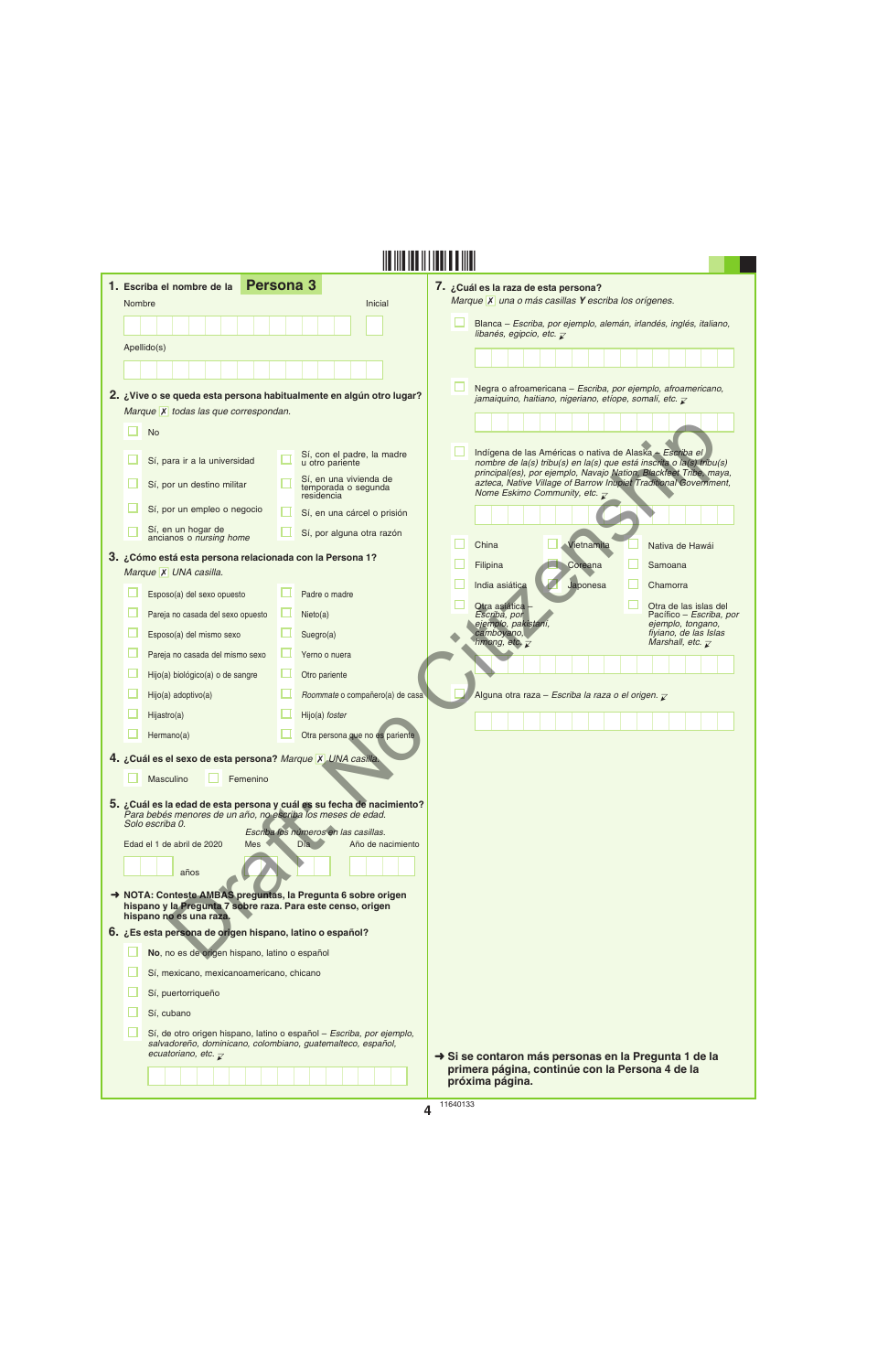**1.** Escriba el nombre de la **Persona 3**

Nombre | Inicial

Apellido(s)

**2. ¿Vive o se queda esta persona habitualmente en algún otro lugar?**

*Marque ✗ todas las que correspondan.*

- ☐ No
- ☐ Sí, para ir a la universidad
- ☐ Sí, por un destino militar
- ☐ Sí, por un empleo o negocio
- ☐ Sí, en un hogar de ancianos o *nursing home*
- ☐ Sí, con el padre, la madre u otro pariente
- ☐ Sí, en una vivienda de temporada o segunda residencia
- ☐ Sí, en una cárcel o prisión
- ☐ Sí, por alguna otra razón

**3. ¿Cómo está esta persona relacionada con la Persona 1?**

*Marque ✗ UNA casilla.*

- ☐ Esposo(a) del sexo opuesto
- ☐ Pareja no casada del sexo opuesto
- ☐ Esposo(a) del mismo sexo
- ☐ Pareja no casada del mismo sexo
- ☐ Hijo(a) biológico(a) o de sangre
- ☐ Hijo(a) adoptivo(a)
- ☐ Hijastro(a)
- ☐ Hermano(a)
- ☐ Padre o madre
- ☐ Nieto(a)
- ☐ Suegro(a)
- ☐ Yerno o nuera
- ☐ Otro pariente
- ☐ *Roommate* o compañero(a) de casa
- ☐ Hijo(a) *foster*
- ☐ Otra persona que no es pariente

**4. ¿Cuál es el sexo de esta persona?** *Marque ✗ UNA casilla.*

- ☐ Masculino
- ☐ Femenino

**5. ¿Cuál es la edad de esta persona y cuál es su fecha de nacimiento?**

*Para bebés menores de un año, no escriba los meses de edad. Solo escriba 0.*

*Escriba los números en las casillas.*

Edad el 1 de abril de 2020 ____ años | Mes | Día | Año de nacimiento

➜ **NOTA: Conteste AMBAS preguntas, la Pregunta 6 sobre origen hispano y la Pregunta 7 sobre raza. Para este censo, origen hispano no es una raza.**

**6. ¿Es esta persona de origen hispano, latino o español?**

- ☐ **No**, no es de origen hispano, latino o español
- ☐ Sí, mexicano, mexicanoamericano, chicano
- ☐ Sí, puertorriqueño
- ☐ Sí, cubano
- ☐ Sí, de otro origen hispano, latino o español – *Escriba, por ejemplo, salvadoreño, dominicano, colombiano, guatemalteco, español, ecuatoriano, etc.*

**7. ¿Cuál es la raza de esta persona?**

*Marque ✗ una o más casillas **Y** escriba los orígenes.*

- ☐ Blanca – *Escriba, por ejemplo, alemán, irlandés, inglés, italiano, libanés, egipcio, etc.*
- ☐ Negra o afroamericana – *Escriba, por ejemplo, afroamericano, jamaiquino, haitiano, nigeriano, etíope, somalí, etc.*
- ☐ Indígena de las Américas o nativa de Alaska – *Escriba el nombre de la(s) tribu(s) en la(s) que está inscrita o la(s) tribu(s) principal(es), por ejemplo, Navajo Nation, Blackfeet Tribe, maya, azteca, Native Village of Barrow Inupiat Traditional Government, Nome Eskimo Community, etc.*
- ☐ China
- ☐ Filipina
- ☐ India asiática
- ☐ Otra asiática – *Escriba, por ejemplo, pakistaní, camboyano, hmong, etc.*
- ☐ Vietnamita
- ☐ Coreana
- ☐ Japonesa
- ☐ Nativa de Hawái
- ☐ Samoana
- ☐ Chamorra
- ☐ Otra de las islas del Pacífico – *Escriba, por ejemplo, tongano, fiyiano, de las Islas Marshall, etc.*
- ☐ Alguna otra raza – *Escriba la raza o el origen.*

➜ **Si se contaron más personas en la Pregunta 1 de la primera página, continúe con la Persona 4 de la próxima página.**

Draft. No Citizenship

11640133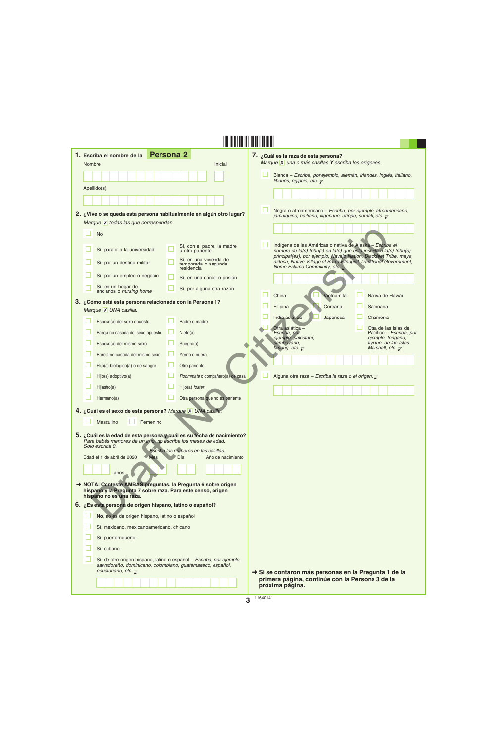**1.** Escriba el nombre de la **Persona 2**

Nombre

Inicial

Apellido(s)

**2.** **¿Vive o se queda esta persona habitualmente en algún otro lugar?**
*Marque ☒ todas las que correspondan.*

- ☐ No
- ☐ Sí, para ir a la universidad
- ☐ Sí, por un destino militar
- ☐ Sí, por un empleo o negocio
- ☐ Sí, en un hogar de ancianos o *nursing home*
- ☐ Sí, con el padre, la madre u otro pariente
- ☐ Sí, en una vivienda de temporada o segunda residencia
- ☐ Sí, en una cárcel o prisión
- ☐ Sí, por alguna otra razón

**3.** **¿Cómo está esta persona relacionada con la Persona 1?**
*Marque ☒ UNA casilla.*

- ☐ Esposo(a) del sexo opuesto
- ☐ Pareja no casada del sexo opuesto
- ☐ Esposo(a) del mismo sexo
- ☐ Pareja no casada del mismo sexo
- ☐ Hijo(a) biológico(a) o de sangre
- ☐ Hijo(a) adoptivo(a)
- ☐ Hijastro(a)
- ☐ Hermano(a)
- ☐ Padre o madre
- ☐ Nieto(a)
- ☐ Suegro(a)
- ☐ Yerno o nuera
- ☐ Otro pariente
- ☐ *Roommate* o compañero(a) de casa
- ☐ Hijo(a) *foster*
- ☐ Otra persona que no es pariente

**4.** **¿Cuál es el sexo de esta persona?** *Marque ☒ UNA casilla.*

- ☐ Masculino
- ☐ Femenino

**5.** **¿Cuál es la edad de esta persona y cuál es su fecha de nacimiento?**
*Para bebés menores de un año, no escriba los meses de edad. Solo escriba 0.*

*Escriba los números en las casillas.*

Edad el 1 de abril de 2020 ____ años | Mes | Día | Año de nacimiento

➜ **NOTA: Conteste AMBAS preguntas, la Pregunta 6 sobre origen hispano y la Pregunta 7 sobre raza. Para este censo, origen hispano no es una raza.**

**6.** **¿Es esta persona de origen hispano, latino o español?**

- ☐ **No**, no es de origen hispano, latino o español
- ☐ Sí, mexicano, mexicanoamericano, chicano
- ☐ Sí, puertorriqueño
- ☐ Sí, cubano
- ☐ Sí, de otro origen hispano, latino o español – *Escriba, por ejemplo, salvadoreño, dominicano, colombiano, guatemalteco, español, ecuatoriano, etc.*

**7.** **¿Cuál es la raza de esta persona?**
*Marque ☒ una o más casillas **Y** escriba los orígenes.*

- ☐ Blanca – *Escriba, por ejemplo, alemán, irlandés, inglés, italiano, libanés, egipcio, etc.*
- ☐ Negra o afroamericana – *Escriba, por ejemplo, afroamericano, jamaiquino, haitiano, nigeriano, etíope, somalí, etc.*
- ☐ Indígena de las Américas o nativa de Alaska – *Escriba el nombre de la(s) tribu(s) en la(s) que está inscrita o la(s) tribu(s) principal(es), por ejemplo, Navajo Nation, Blackfeet Tribe, maya, azteca, Native Village of Barrow Inupiat Traditional Government, Nome Eskimo Community, etc.*
- ☐ China
- ☐ Filipina
- ☐ India asiática
- ☐ Otra asiática – *Escriba, por ejemplo, pakistaní, camboyano, hmong, etc.*
- ☐ Vietnamita
- ☐ Coreana
- ☐ Japonesa
- ☐ Nativa de Hawái
- ☐ Samoana
- ☐ Chamorra
- ☐ Otra de las islas del Pacífico – *Escriba, por ejemplo, tongano, fiyiano, de las Islas Marshall, etc.*
- ☐ Alguna otra raza – *Escriba la raza o el origen.*

➜ **Si se contaron más personas en la Pregunta 1 de la primera página, continúe con la Persona 3 de la próxima página.**

11640141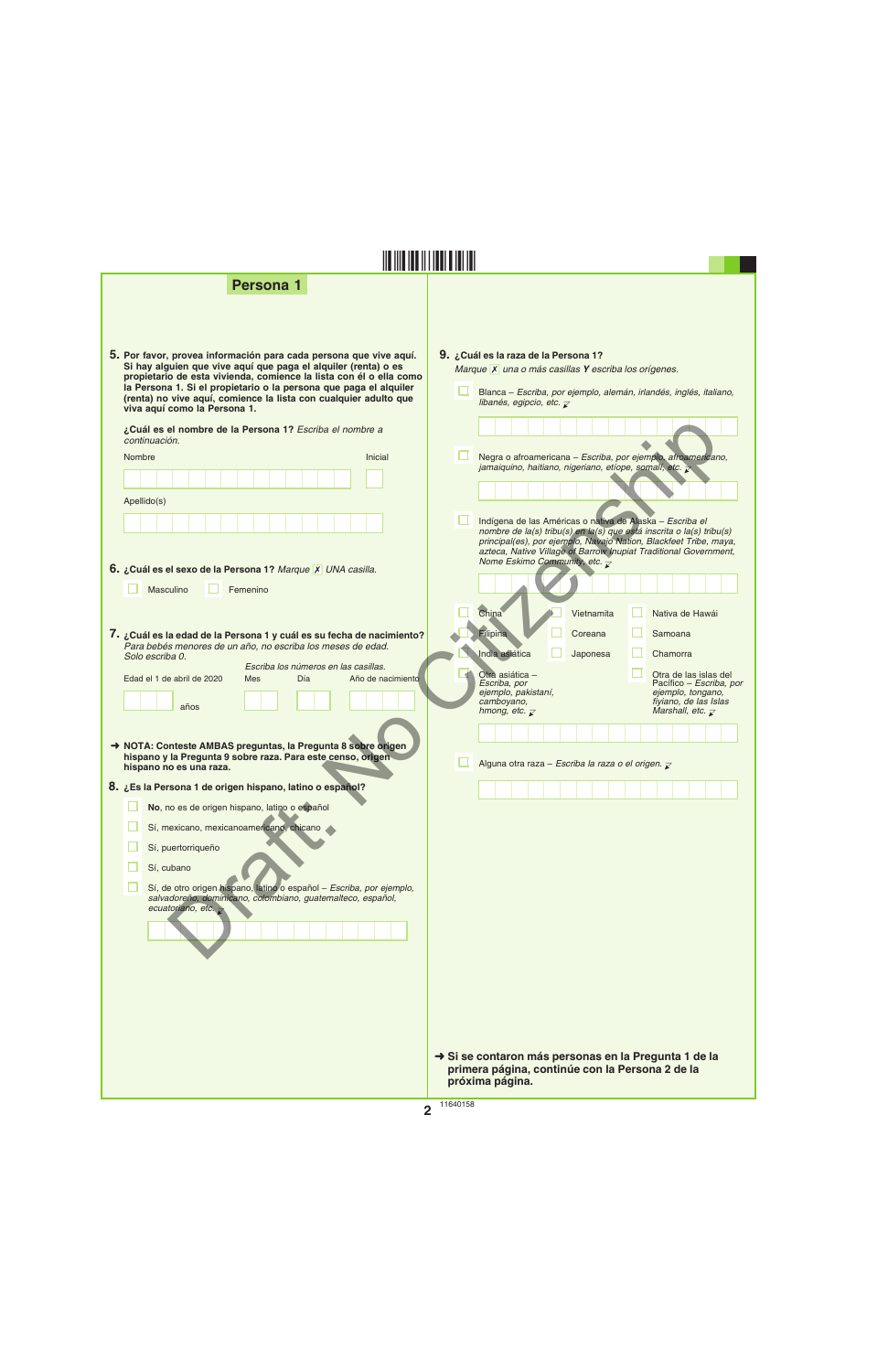## Persona 1

**5.** **Por favor, provea información para cada persona que vive aquí. Si hay alguien que vive aquí que paga el alquiler (renta) o es propietario de esta vivienda, comience la lista con él o ella como la Persona 1. Si el propietario o la persona que paga el alquiler (renta) no vive aquí, comience la lista con cualquier adulto que viva aquí como la Persona 1.**

**¿Cuál es el nombre de la Persona 1?** *Escriba el nombre a continuación.*

Nombre ____________________ Inicial ___

Apellido(s) ____________________

**6.** **¿Cuál es el sexo de la Persona 1?** *Marque* [X] *UNA casilla.*

- ☐ Masculino
- ☐ Femenino

**7.** **¿Cuál es la edad de la Persona 1 y cuál es su fecha de nacimiento?**
*Para bebés menores de un año, no escriba los meses de edad. Solo escriba 0.*

*Escriba los números en las casillas.*

Edad el 1 de abril de 2020 ___ años | Mes ___ | Día ___ | Año de nacimiento ____

➜ **NOTA: Conteste AMBAS preguntas, la Pregunta 8 sobre origen hispano y la Pregunta 9 sobre raza. Para este censo, origen hispano no es una raza.**

**8.** **¿Es la Persona 1 de origen hispano, latino o español?**

- ☐ **No**, no es de origen hispano, latino o español
- ☐ Sí, mexicano, mexicanoamericano, chicano
- ☐ Sí, puertorriqueño
- ☐ Sí, cubano
- ☐ Sí, de otro origen hispano, latino o español – *Escriba, por ejemplo, salvadoreño, dominicano, colombiano, guatemalteco, español, ecuatoriano, etc.* ____________________

**9.** **¿Cuál es la raza de la Persona 1?**
*Marque* [X] *una o más casillas* ***Y*** *escriba los orígenes.*

- ☐ Blanca – *Escriba, por ejemplo, alemán, irlandés, inglés, italiano, libanés, egipcio, etc.* ____________________
- ☐ Negra o afroamericana – *Escriba, por ejemplo, afroamericano, jamaiquino, haitiano, nigeriano, etíope, somalí, etc.* ____________________
- ☐ Indígena de las Américas o nativa de Alaska – *Escriba el nombre de la(s) tribu(s) en la(s) que está inscrita o la(s) tribu(s) principal(es), por ejemplo, Navajo Nation, Blackfeet Tribe, maya, azteca, Native Village of Barrow Inupiat Traditional Government, Nome Eskimo Community, etc.* ____________________
- ☐ China
- ☐ Vietnamita
- ☐ Nativa de Hawái
- ☐ Filipina
- ☐ Coreana
- ☐ Samoana
- ☐ India asiática
- ☐ Japonesa
- ☐ Chamorra
- ☐ Otra asiática – *Escriba, por ejemplo, pakistaní, camboyano, hmong, etc.*
- ☐ Otra de las islas del Pacífico – *Escriba, por ejemplo, tongano, fiyiano, de las Islas Marshall, etc.* ____________________
- ☐ Alguna otra raza – *Escriba la raza o el origen.* ____________________

➜ **Si se contaron más personas en la Pregunta 1 de la primera página, continúe con la Persona 2 de la próxima página.**

11640158

Draft. No Citizenship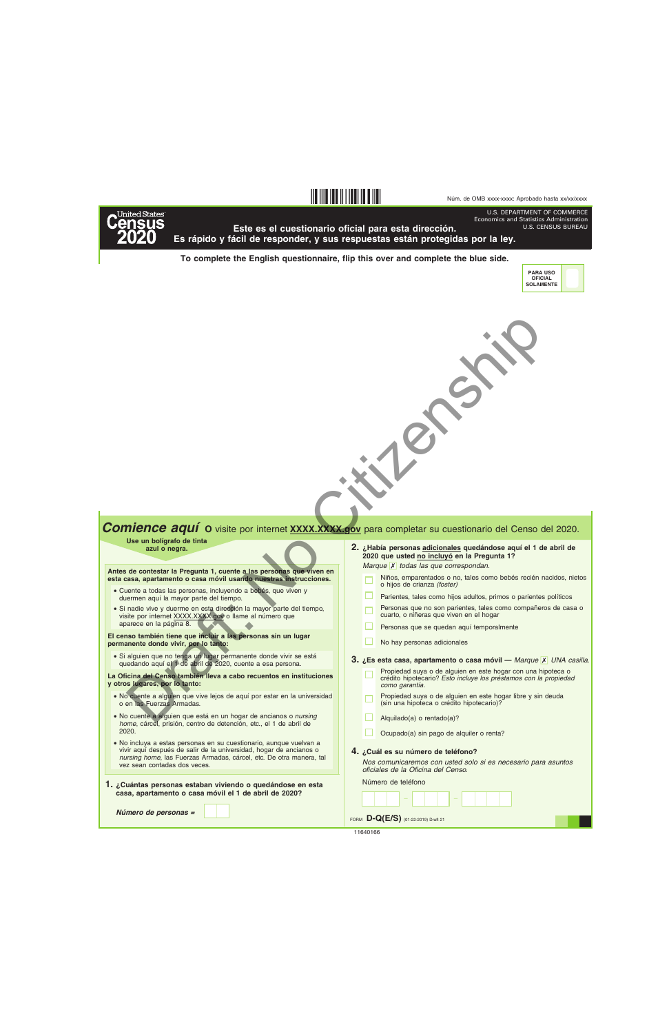Núm. de OMB xxxx-xxxx: Aprobado hasta xx/xx/xxxx

United States Census 2020

U.S. DEPARTMENT OF COMMERCE
Economics and Statistics Administration
U.S. CENSUS BUREAU

**Este es el cuestionario oficial para esta dirección.**
**Es rápido y fácil de responder, y sus respuestas están protegidas por la ley.**

**To complete the English questionnaire, flip this over and complete the blue side.**

PARA USO OFICIAL SOLAMENTE

Draft. No Citizenship

## *Comience aquí* o visite por internet XXXX.XXXX.gov para completar su cuestionario del Censo del 2020.

**Use un bolígrafo de tinta azul o negra.**

**Antes de contestar la Pregunta 1, cuente a las personas que viven en esta casa, apartamento o casa móvil usando nuestras instrucciones.**

- Cuente a todas las personas, incluyendo a bebés, que viven y duermen aquí la mayor parte del tiempo.
- Si nadie vive y duerme en esta dirección la mayor parte del tiempo, visite por internet XXXX.XXXX.gov o llame al número que aparece en la página 8.

**El censo también tiene que incluir a las personas sin un lugar permanente donde vivir, por lo tanto:**

- Si alguien que no tenga un lugar permanente donde vivir se está quedando aquí el 1 de abril de 2020, cuente a esa persona.

**La Oficina del Censo también lleva a cabo recuentos en instituciones y otros lugares, por lo tanto:**

- No cuente a alguien que vive lejos de aquí por estar en la universidad o en las Fuerzas Armadas.
- No cuente a alguien que está en un hogar de ancianos o *nursing home*, cárcel, prisión, centro de detención, etc., el 1 de abril de 2020.
- No incluya a estas personas en su cuestionario, aunque vuelvan a vivir aquí después de salir de la universidad, hogar de ancianos o *nursing home*, las Fuerzas Armadas, cárcel, etc. De otra manera, tal vez sean contadas dos veces.

**1. ¿Cuántas personas estaban viviendo o quedándose en esta casa, apartamento o casa móvil el 1 de abril de 2020?**

***Número de personas =*** ☐☐

**2. ¿Había personas adicionales quedándose aquí el 1 de abril de 2020 que usted no incluyó en la Pregunta 1?**
*Marque ☒ todas las que correspondan.*

- ☐ Niños, emparentados o no, tales como bebés recién nacidos, nietos o hijos de crianza *(foster)*
- ☐ Parientes, tales como hijos adultos, primos o parientes políticos
- ☐ Personas que no son parientes, tales como compañeros de casa o cuarto, o niñeras que viven en el hogar
- ☐ Personas que se quedan aquí temporalmente
- ☐ No hay personas adicionales

**3. ¿Es esta casa, apartamento o casa móvil —** *Marque ☒ UNA casilla.*

- ☐ Propiedad suya o de alguien en este hogar con una hipoteca o crédito hipotecario? *Esto incluye los préstamos con la propiedad como garantía.*
- ☐ Propiedad suya o de alguien en este hogar libre y sin deuda (sin una hipoteca o crédito hipotecario)?
- ☐ Alquilado(a) o rentado(a)?
- ☐ Ocupado(a) sin pago de alquiler o renta?

**4. ¿Cuál es su número de teléfono?**
*Nos comunicaremos con usted solo si es necesario para asuntos oficiales de la Oficina del Censo.*

Número de teléfono

☐☐☐ – ☐☐☐ – ☐☐☐☐

FORM **D-Q(E/S)** (01-22-2019) Draft 21

11640166